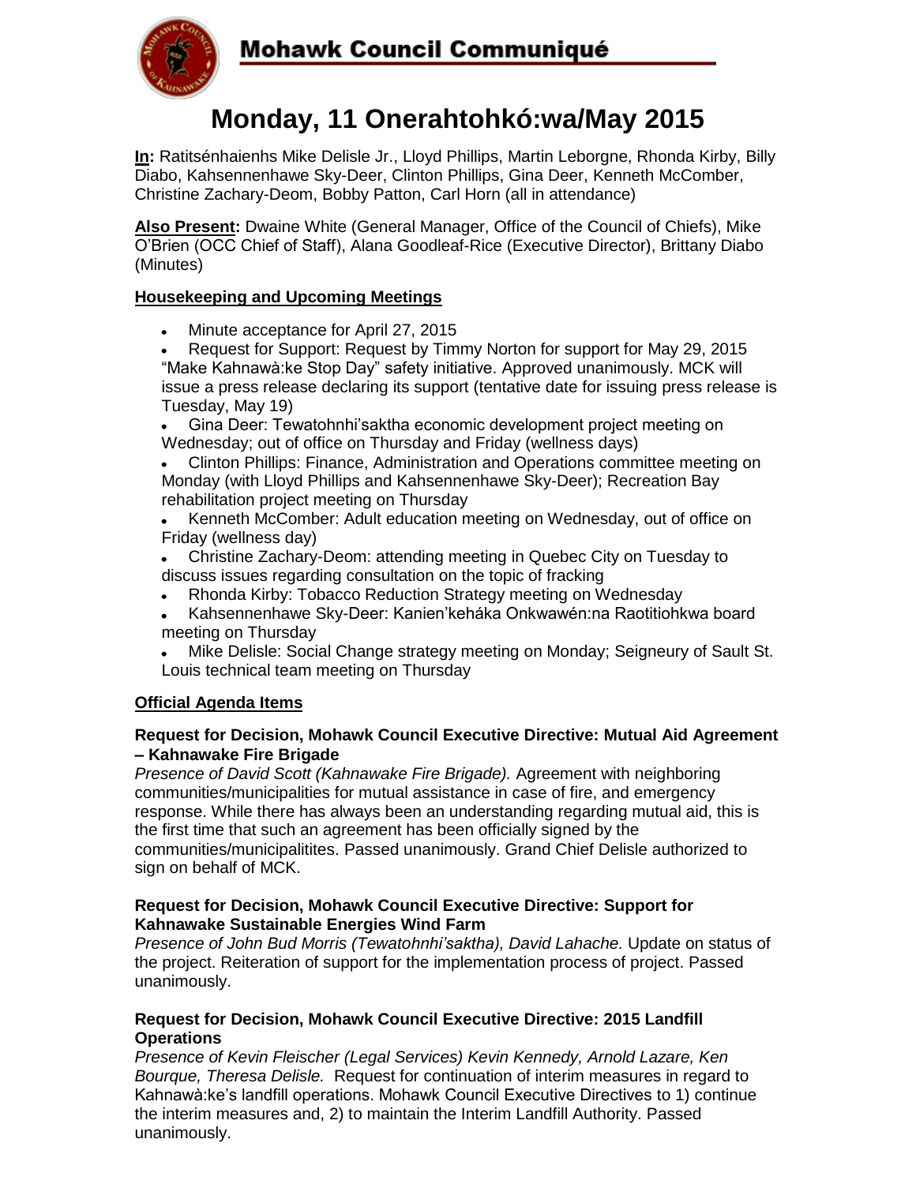# Mohawk Council Communiqué

## Monday, 11 Onerahtohkó:wa/May 2015

**In:** Ratitsénhaienhs Mike Delisle Jr., Lloyd Phillips, Martin Leborgne, Rhonda Kirby, Billy Diabo, Kahsennenhawe Sky-Deer, Clinton Phillips, Gina Deer, Kenneth McComber, Christine Zachary-Deom, Bobby Patton, Carl Horn (all in attendance)

**Also Present:** Dwaine White (General Manager, Office of the Council of Chiefs), Mike O'Brien (OCC Chief of Staff), Alana Goodleaf-Rice (Executive Director), Brittany Diabo (Minutes)

### Housekeeping and Upcoming Meetings

- Minute acceptance for April 27, 2015
- Request for Support: Request by Timmy Norton for support for May 29, 2015 "Make Kahnawà:ke Stop Day" safety initiative. Approved unanimously. MCK will issue a press release declaring its support (tentative date for issuing press release is Tuesday, May 19)
- Gina Deer: Tewatohnhi'saktha economic development project meeting on Wednesday; out of office on Thursday and Friday (wellness days)
- Clinton Phillips: Finance, Administration and Operations committee meeting on Monday (with Lloyd Phillips and Kahsennenhawe Sky-Deer); Recreation Bay rehabilitation project meeting on Thursday
- Kenneth McComber: Adult education meeting on Wednesday, out of office on Friday (wellness day)
- Christine Zachary-Deom: attending meeting in Quebec City on Tuesday to discuss issues regarding consultation on the topic of fracking
- Rhonda Kirby: Tobacco Reduction Strategy meeting on Wednesday
- Kahsennenhawe Sky-Deer: Kanien'keháka Onkwawén:na Raotitiohkwa board meeting on Thursday
- Mike Delisle: Social Change strategy meeting on Monday; Seigneury of Sault St. Louis technical team meeting on Thursday

### Official Agenda Items

**Request for Decision, Mohawk Council Executive Directive: Mutual Aid Agreement – Kahnawake Fire Brigade**

*Presence of David Scott (Kahnawake Fire Brigade).* Agreement with neighboring communities/municipalities for mutual assistance in case of fire, and emergency response. While there has always been an understanding regarding mutual aid, this is the first time that such an agreement has been officially signed by the communities/municipalitites. Passed unanimously. Grand Chief Delisle authorized to sign on behalf of MCK.

**Request for Decision, Mohawk Council Executive Directive: Support for Kahnawake Sustainable Energies Wind Farm**

*Presence of John Bud Morris (Tewatohnhi'saktha), David Lahache.* Update on status of the project. Reiteration of support for the implementation process of project. Passed unanimously.

**Request for Decision, Mohawk Council Executive Directive: 2015 Landfill Operations**

*Presence of Kevin Fleischer (Legal Services) Kevin Kennedy, Arnold Lazare, Ken Bourque, Theresa Delisle.* Request for continuation of interim measures in regard to Kahnawà:ke's landfill operations. Mohawk Council Executive Directives to 1) continue the interim measures and, 2) to maintain the Interim Landfill Authority. Passed unanimously.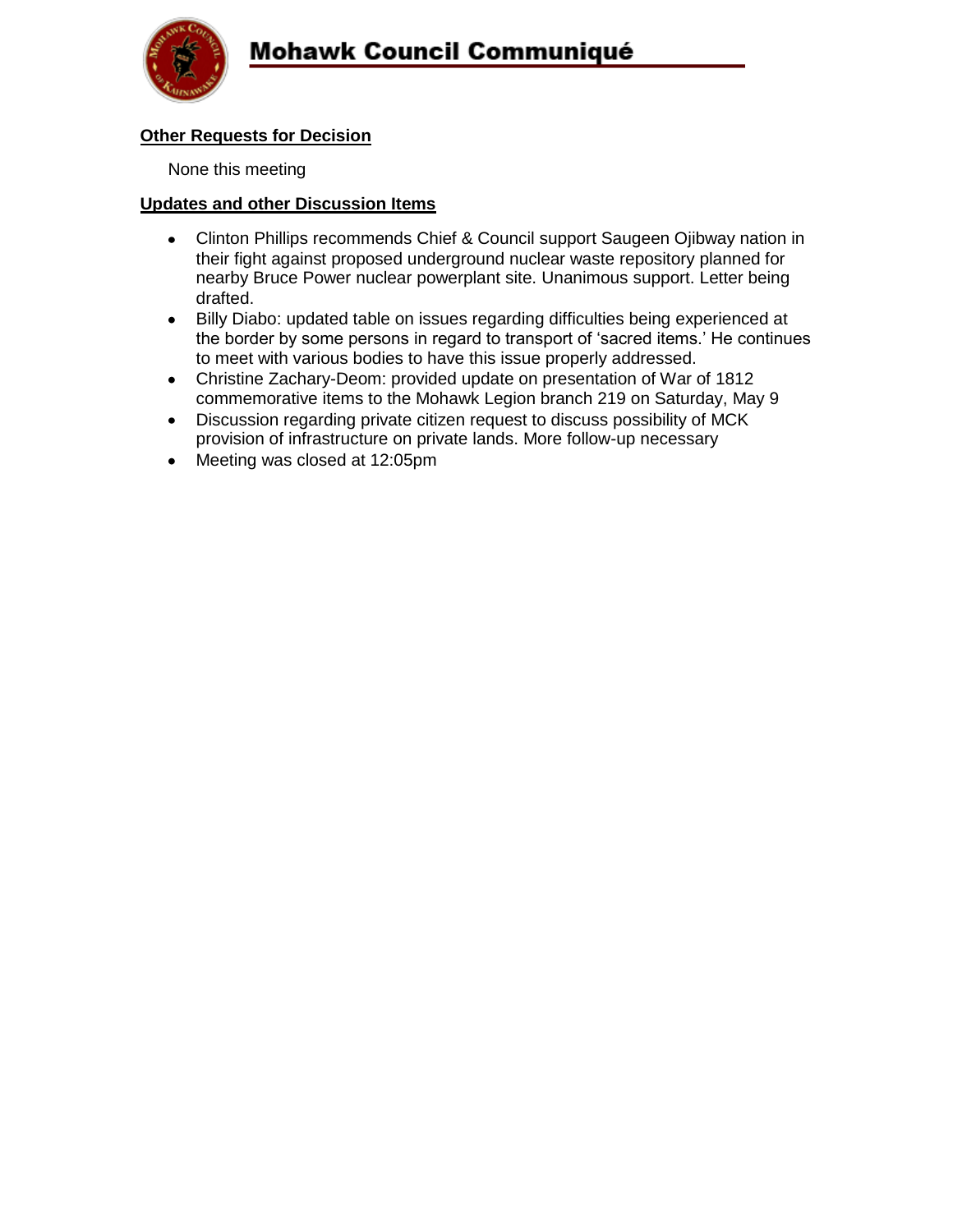**Other Requests for Decision**

None this meeting

**Updates and other Discussion Items**

- Clinton Phillips recommends Chief & Council support Saugeen Ojibway nation in their fight against proposed underground nuclear waste repository planned for nearby Bruce Power nuclear powerplant site. Unanimous support. Letter being drafted.
- Billy Diabo: updated table on issues regarding difficulties being experienced at the border by some persons in regard to transport of 'sacred items.' He continues to meet with various bodies to have this issue properly addressed.
- Christine Zachary-Deom: provided update on presentation of War of 1812 commemorative items to the Mohawk Legion branch 219 on Saturday, May 9
- Discussion regarding private citizen request to discuss possibility of MCK provision of infrastructure on private lands. More follow-up necessary
- Meeting was closed at 12:05pm